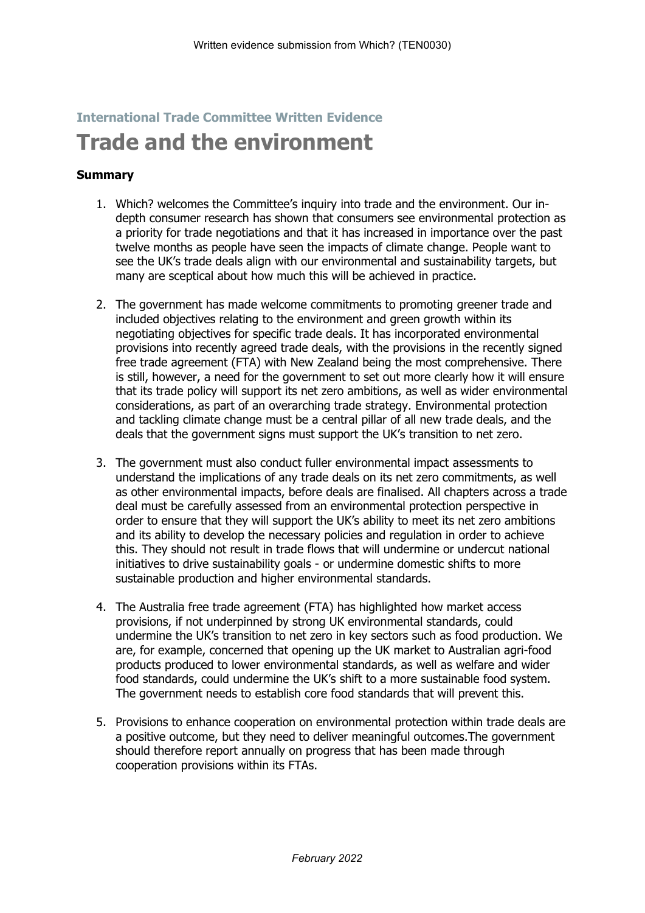Written evidence submission from Which? (TEN0030)

**International Trade Committee Written Evidence**

# Trade and the environment

### Summary

1. Which? welcomes the Committee's inquiry into trade and the environment. Our in-depth consumer research has shown that consumers see environmental protection as a priority for trade negotiations and that it has increased in importance over the past twelve months as people have seen the impacts of climate change. People want to see the UK's trade deals align with our environmental and sustainability targets, but many are sceptical about how much this will be achieved in practice.

2. The government has made welcome commitments to promoting greener trade and included objectives relating to the environment and green growth within its negotiating objectives for specific trade deals. It has incorporated environmental provisions into recently agreed trade deals, with the provisions in the recently signed free trade agreement (FTA) with New Zealand being the most comprehensive. There is still, however, a need for the government to set out more clearly how it will ensure that its trade policy will support its net zero ambitions, as well as wider environmental considerations, as part of an overarching trade strategy. Environmental protection and tackling climate change must be a central pillar of all new trade deals, and the deals that the government signs must support the UK's transition to net zero.

3. The government must also conduct fuller environmental impact assessments to understand the implications of any trade deals on its net zero commitments, as well as other environmental impacts, before deals are finalised. All chapters across a trade deal must be carefully assessed from an environmental protection perspective in order to ensure that they will support the UK's ability to meet its net zero ambitions and its ability to develop the necessary policies and regulation in order to achieve this. They should not result in trade flows that will undermine or undercut national initiatives to drive sustainability goals - or undermine domestic shifts to more sustainable production and higher environmental standards.

4. The Australia free trade agreement (FTA) has highlighted how market access provisions, if not underpinned by strong UK environmental standards, could undermine the UK's transition to net zero in key sectors such as food production. We are, for example, concerned that opening up the UK market to Australian agri-food products produced to lower environmental standards, as well as welfare and wider food standards, could undermine the UK's shift to a more sustainable food system. The government needs to establish core food standards that will prevent this.

5. Provisions to enhance cooperation on environmental protection within trade deals are a positive outcome, but they need to deliver meaningful outcomes.The government should therefore report annually on progress that has been made through cooperation provisions within its FTAs.

*February 2022*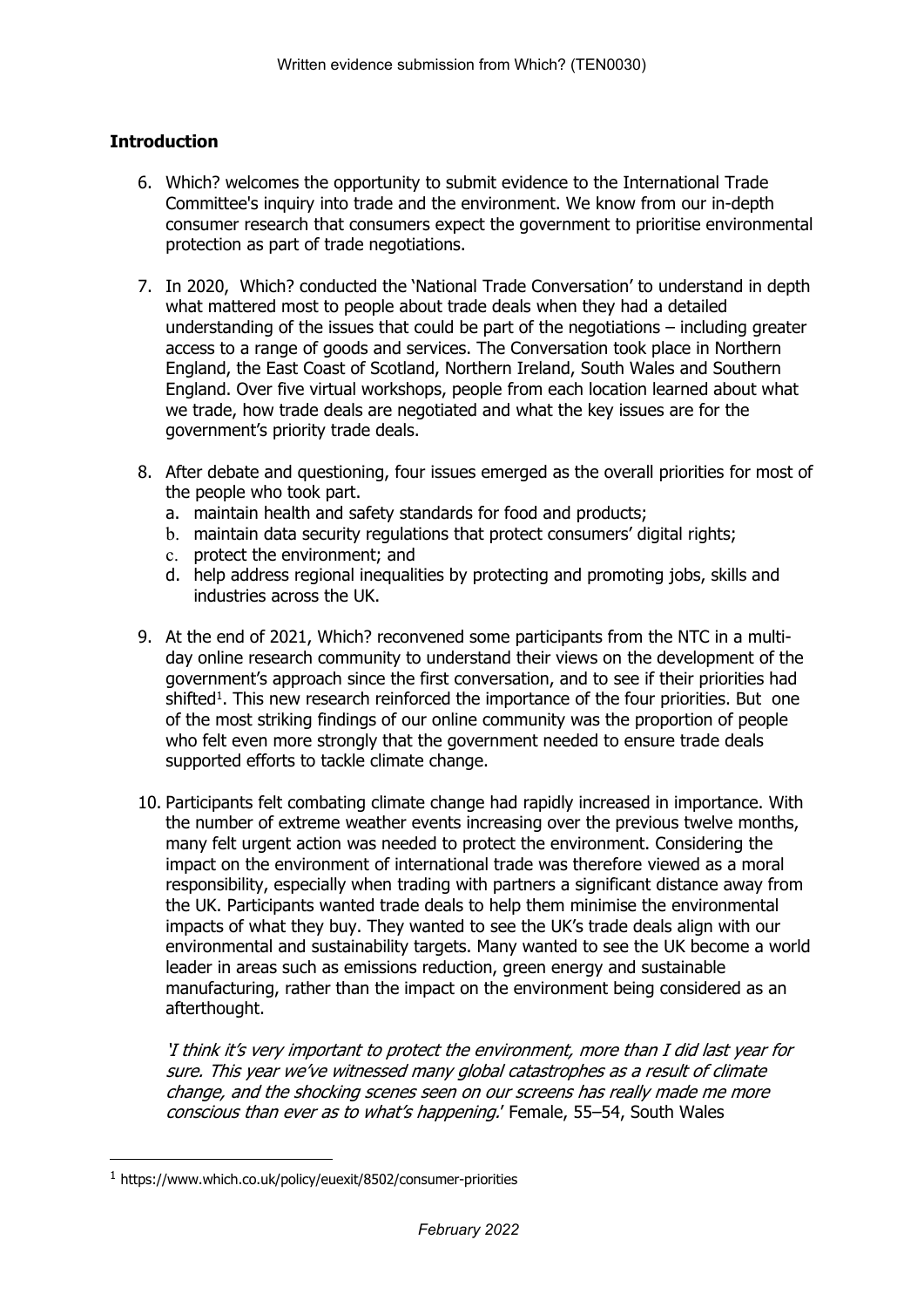## Introduction

6. Which? welcomes the opportunity to submit evidence to the International Trade Committee's inquiry into trade and the environment. We know from our in-depth consumer research that consumers expect the government to prioritise environmental protection as part of trade negotiations.

7. In 2020, Which? conducted the 'National Trade Conversation' to understand in depth what mattered most to people about trade deals when they had a detailed understanding of the issues that could be part of the negotiations – including greater access to a range of goods and services. The Conversation took place in Northern England, the East Coast of Scotland, Northern Ireland, South Wales and Southern England. Over five virtual workshops, people from each location learned about what we trade, how trade deals are negotiated and what the key issues are for the government's priority trade deals.

8. After debate and questioning, four issues emerged as the overall priorities for most of the people who took part.
   a. maintain health and safety standards for food and products;
   b. maintain data security regulations that protect consumers' digital rights;
   c. protect the environment; and
   d. help address regional inequalities by protecting and promoting jobs, skills and industries across the UK.

9. At the end of 2021, Which? reconvened some participants from the NTC in a multi-day online research community to understand their views on the development of the government's approach since the first conversation, and to see if their priorities had shifted[1]. This new research reinforced the importance of the four priorities. But one of the most striking findings of our online community was the proportion of people who felt even more strongly that the government needed to ensure trade deals supported efforts to tackle climate change.

10. Participants felt combating climate change had rapidly increased in importance. With the number of extreme weather events increasing over the previous twelve months, many felt urgent action was needed to protect the environment. Considering the impact on the environment of international trade was therefore viewed as a moral responsibility, especially when trading with partners a significant distance away from the UK. Participants wanted trade deals to help them minimise the environmental impacts of what they buy. They wanted to see the UK's trade deals align with our environmental and sustainability targets. Many wanted to see the UK become a world leader in areas such as emissions reduction, green energy and sustainable manufacturing, rather than the impact on the environment being considered as an afterthought.

    '*I think it's very important to protect the environment, more than I did last year for sure. This year we've witnessed many global catastrophes as a result of climate change, and the shocking scenes seen on our screens has really made me more conscious than ever as to what's happening.*' Female, 55–54, South Wales

---

[1] https://www.which.co.uk/policy/euexit/8502/consumer-priorities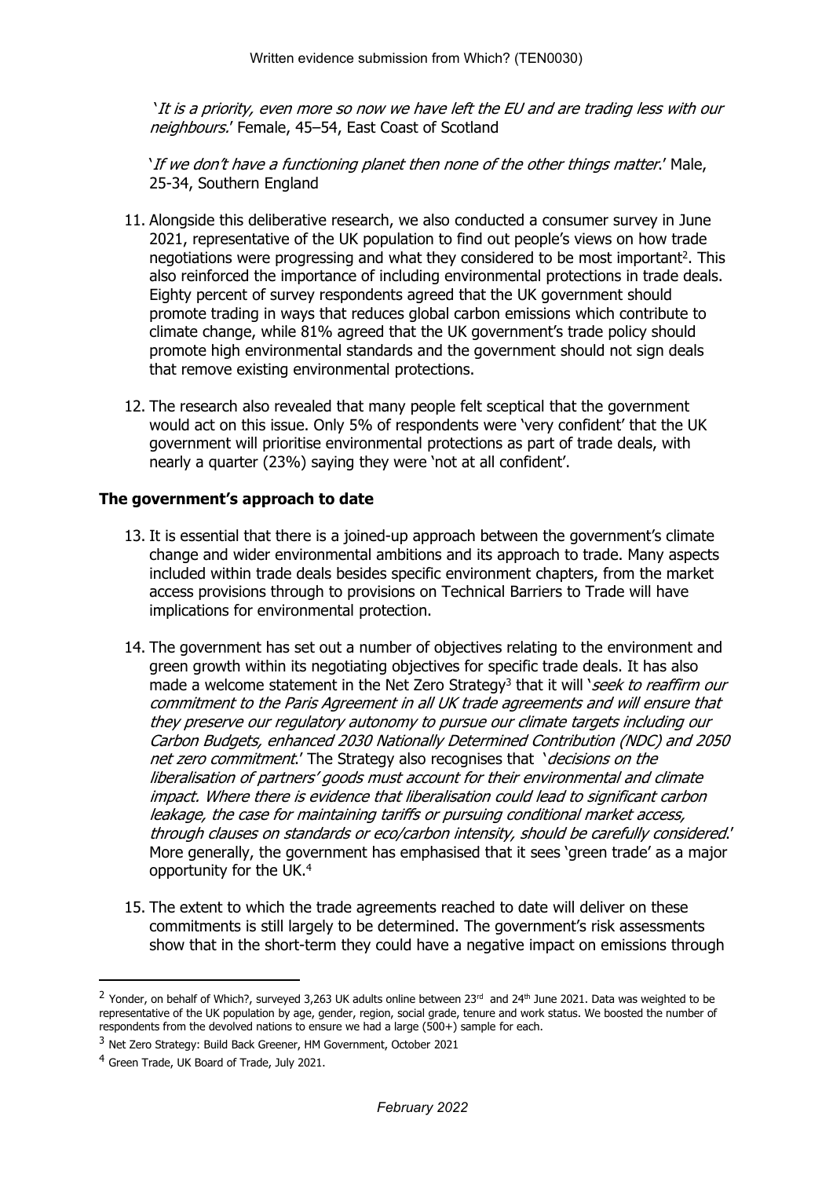'*It is a priority, even more so now we have left the EU and are trading less with our neighbours.*' Female, 45–54, East Coast of Scotland

'*If we don't have a functioning planet then none of the other things matter*.' Male, 25-34, Southern England

11. Alongside this deliberative research, we also conducted a consumer survey in June 2021, representative of the UK population to find out people's views on how trade negotiations were progressing and what they considered to be most important[2]. This also reinforced the importance of including environmental protections in trade deals. Eighty percent of survey respondents agreed that the UK government should promote trading in ways that reduces global carbon emissions which contribute to climate change, while 81% agreed that the UK government's trade policy should promote high environmental standards and the government should not sign deals that remove existing environmental protections.

12. The research also revealed that many people felt sceptical that the government would act on this issue. Only 5% of respondents were 'very confident' that the UK government will prioritise environmental protections as part of trade deals, with nearly a quarter (23%) saying they were 'not at all confident'.

**The government's approach to date**

13. It is essential that there is a joined-up approach between the government's climate change and wider environmental ambitions and its approach to trade. Many aspects included within trade deals besides specific environment chapters, from the market access provisions through to provisions on Technical Barriers to Trade will have implications for environmental protection.

14. The government has set out a number of objectives relating to the environment and green growth within its negotiating objectives for specific trade deals. It has also made a welcome statement in the Net Zero Strategy[3] that it will '*seek to reaffirm our commitment to the Paris Agreement in all UK trade agreements and will ensure that they preserve our regulatory autonomy to pursue our climate targets including our Carbon Budgets, enhanced 2030 Nationally Determined Contribution (NDC) and 2050 net zero commitment*.' The Strategy also recognises that '*decisions on the liberalisation of partners' goods must account for their environmental and climate impact. Where there is evidence that liberalisation could lead to significant carbon leakage, the case for maintaining tariffs or pursuing conditional market access, through clauses on standards or eco/carbon intensity, should be carefully considered*.' More generally, the government has emphasised that it sees 'green trade' as a major opportunity for the UK.[4]

15. The extent to which the trade agreements reached to date will deliver on these commitments is still largely to be determined. The government's risk assessments show that in the short-term they could have a negative impact on emissions through

---

[2] Yonder, on behalf of Which?, surveyed 3,263 UK adults online between 23rd and 24th June 2021. Data was weighted to be representative of the UK population by age, gender, region, social grade, tenure and work status. We boosted the number of respondents from the devolved nations to ensure we had a large (500+) sample for each.

[3] Net Zero Strategy: Build Back Greener, HM Government, October 2021

[4] Green Trade, UK Board of Trade, July 2021.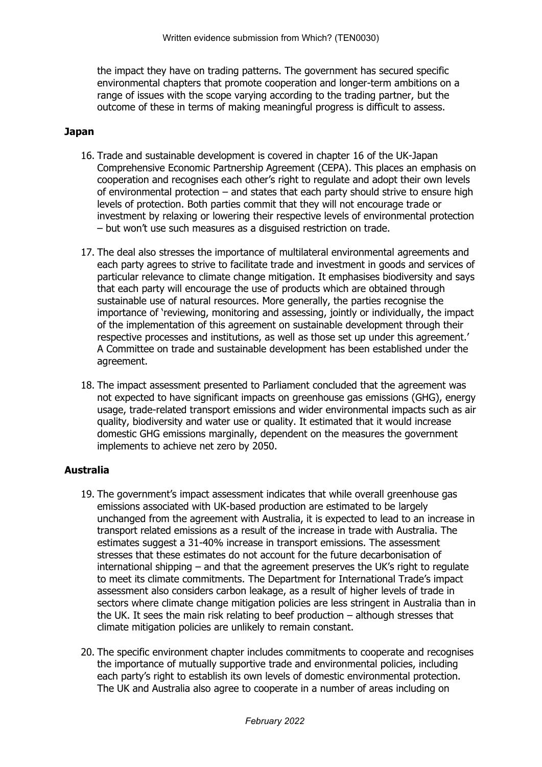the impact they have on trading patterns. The government has secured specific environmental chapters that promote cooperation and longer-term ambitions on a range of issues with the scope varying according to the trading partner, but the outcome of these in terms of making meaningful progress is difficult to assess.

**Japan**

16. Trade and sustainable development is covered in chapter 16 of the UK-Japan Comprehensive Economic Partnership Agreement (CEPA). This places an emphasis on cooperation and recognises each other's right to regulate and adopt their own levels of environmental protection – and states that each party should strive to ensure high levels of protection. Both parties commit that they will not encourage trade or investment by relaxing or lowering their respective levels of environmental protection – but won't use such measures as a disguised restriction on trade.

17. The deal also stresses the importance of multilateral environmental agreements and each party agrees to strive to facilitate trade and investment in goods and services of particular relevance to climate change mitigation. It emphasises biodiversity and says that each party will encourage the use of products which are obtained through sustainable use of natural resources. More generally, the parties recognise the importance of 'reviewing, monitoring and assessing, jointly or individually, the impact of the implementation of this agreement on sustainable development through their respective processes and institutions, as well as those set up under this agreement.' A Committee on trade and sustainable development has been established under the agreement.

18. The impact assessment presented to Parliament concluded that the agreement was not expected to have significant impacts on greenhouse gas emissions (GHG), energy usage, trade-related transport emissions and wider environmental impacts such as air quality, biodiversity and water use or quality. It estimated that it would increase domestic GHG emissions marginally, dependent on the measures the government implements to achieve net zero by 2050.

**Australia**

19. The government's impact assessment indicates that while overall greenhouse gas emissions associated with UK-based production are estimated to be largely unchanged from the agreement with Australia, it is expected to lead to an increase in transport related emissions as a result of the increase in trade with Australia. The estimates suggest a 31-40% increase in transport emissions. The assessment stresses that these estimates do not account for the future decarbonisation of international shipping – and that the agreement preserves the UK's right to regulate to meet its climate commitments. The Department for International Trade's impact assessment also considers carbon leakage, as a result of higher levels of trade in sectors where climate change mitigation policies are less stringent in Australia than in the UK. It sees the main risk relating to beef production – although stresses that climate mitigation policies are unlikely to remain constant.

20. The specific environment chapter includes commitments to cooperate and recognises the importance of mutually supportive trade and environmental policies, including each party's right to establish its own levels of domestic environmental protection. The UK and Australia also agree to cooperate in a number of areas including on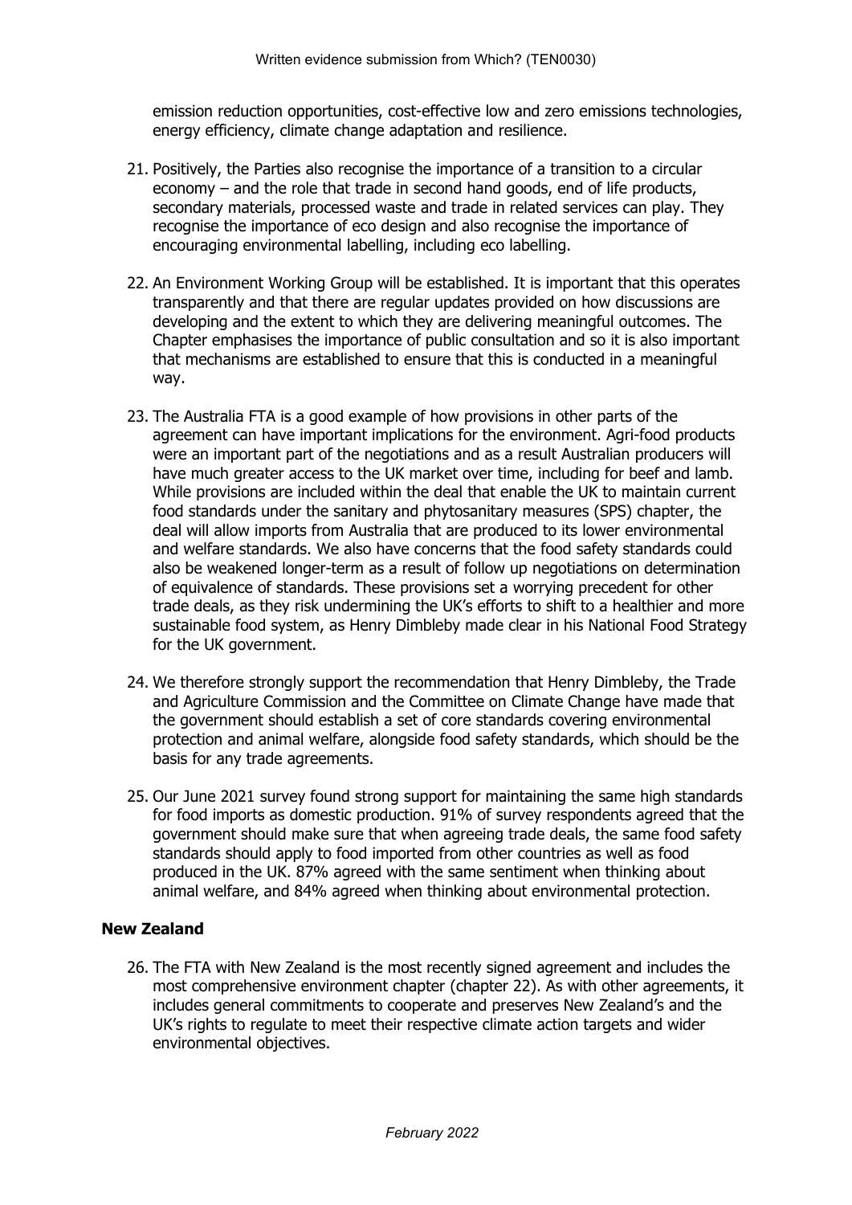emission reduction opportunities, cost-effective low and zero emissions technologies, energy efficiency, climate change adaptation and resilience.

21. Positively, the Parties also recognise the importance of a transition to a circular economy – and the role that trade in second hand goods, end of life products, secondary materials, processed waste and trade in related services can play. They recognise the importance of eco design and also recognise the importance of encouraging environmental labelling, including eco labelling.

22. An Environment Working Group will be established. It is important that this operates transparently and that there are regular updates provided on how discussions are developing and the extent to which they are delivering meaningful outcomes. The Chapter emphasises the importance of public consultation and so it is also important that mechanisms are established to ensure that this is conducted in a meaningful way.

23. The Australia FTA is a good example of how provisions in other parts of the agreement can have important implications for the environment. Agri-food products were an important part of the negotiations and as a result Australian producers will have much greater access to the UK market over time, including for beef and lamb. While provisions are included within the deal that enable the UK to maintain current food standards under the sanitary and phytosanitary measures (SPS) chapter, the deal will allow imports from Australia that are produced to its lower environmental and welfare standards. We also have concerns that the food safety standards could also be weakened longer-term as a result of follow up negotiations on determination of equivalence of standards. These provisions set a worrying precedent for other trade deals, as they risk undermining the UK's efforts to shift to a healthier and more sustainable food system, as Henry Dimbleby made clear in his National Food Strategy for the UK government.

24. We therefore strongly support the recommendation that Henry Dimbleby, the Trade and Agriculture Commission and the Committee on Climate Change have made that the government should establish a set of core standards covering environmental protection and animal welfare, alongside food safety standards, which should be the basis for any trade agreements.

25. Our June 2021 survey found strong support for maintaining the same high standards for food imports as domestic production. 91% of survey respondents agreed that the government should make sure that when agreeing trade deals, the same food safety standards should apply to food imported from other countries as well as food produced in the UK. 87% agreed with the same sentiment when thinking about animal welfare, and 84% agreed when thinking about environmental protection.

### New Zealand

26. The FTA with New Zealand is the most recently signed agreement and includes the most comprehensive environment chapter (chapter 22). As with other agreements, it includes general commitments to cooperate and preserves New Zealand's and the UK's rights to regulate to meet their respective climate action targets and wider environmental objectives.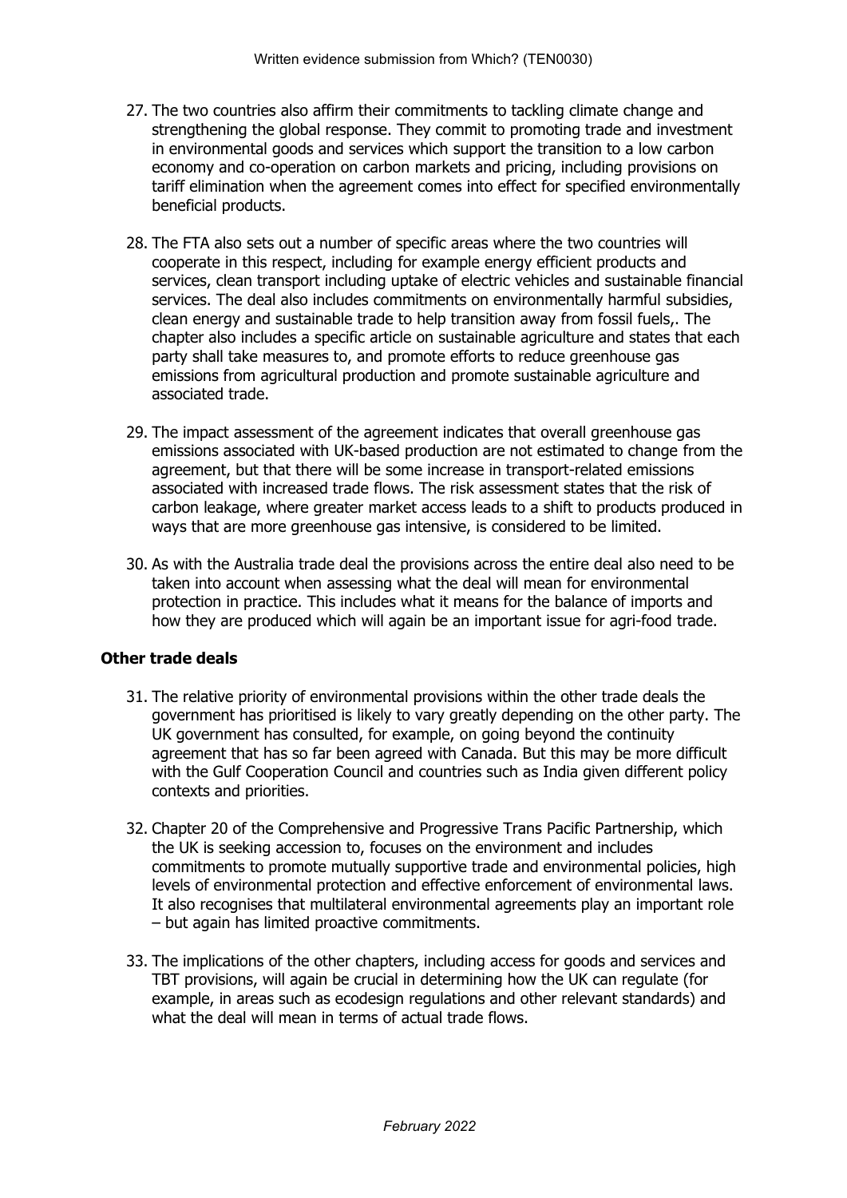27. The two countries also affirm their commitments to tackling climate change and strengthening the global response. They commit to promoting trade and investment in environmental goods and services which support the transition to a low carbon economy and co-operation on carbon markets and pricing, including provisions on tariff elimination when the agreement comes into effect for specified environmentally beneficial products.

28. The FTA also sets out a number of specific areas where the two countries will cooperate in this respect, including for example energy efficient products and services, clean transport including uptake of electric vehicles and sustainable financial services. The deal also includes commitments on environmentally harmful subsidies, clean energy and sustainable trade to help transition away from fossil fuels,. The chapter also includes a specific article on sustainable agriculture and states that each party shall take measures to, and promote efforts to reduce greenhouse gas emissions from agricultural production and promote sustainable agriculture and associated trade.

29. The impact assessment of the agreement indicates that overall greenhouse gas emissions associated with UK-based production are not estimated to change from the agreement, but that there will be some increase in transport-related emissions associated with increased trade flows. The risk assessment states that the risk of carbon leakage, where greater market access leads to a shift to products produced in ways that are more greenhouse gas intensive, is considered to be limited.

30. As with the Australia trade deal the provisions across the entire deal also need to be taken into account when assessing what the deal will mean for environmental protection in practice. This includes what it means for the balance of imports and how they are produced which will again be an important issue for agri-food trade.

## Other trade deals

31. The relative priority of environmental provisions within the other trade deals the government has prioritised is likely to vary greatly depending on the other party. The UK government has consulted, for example, on going beyond the continuity agreement that has so far been agreed with Canada. But this may be more difficult with the Gulf Cooperation Council and countries such as India given different policy contexts and priorities.

32. Chapter 20 of the Comprehensive and Progressive Trans Pacific Partnership, which the UK is seeking accession to, focuses on the environment and includes commitments to promote mutually supportive trade and environmental policies, high levels of environmental protection and effective enforcement of environmental laws. It also recognises that multilateral environmental agreements play an important role – but again has limited proactive commitments.

33. The implications of the other chapters, including access for goods and services and TBT provisions, will again be crucial in determining how the UK can regulate (for example, in areas such as ecodesign regulations and other relevant standards) and what the deal will mean in terms of actual trade flows.

*February 2022*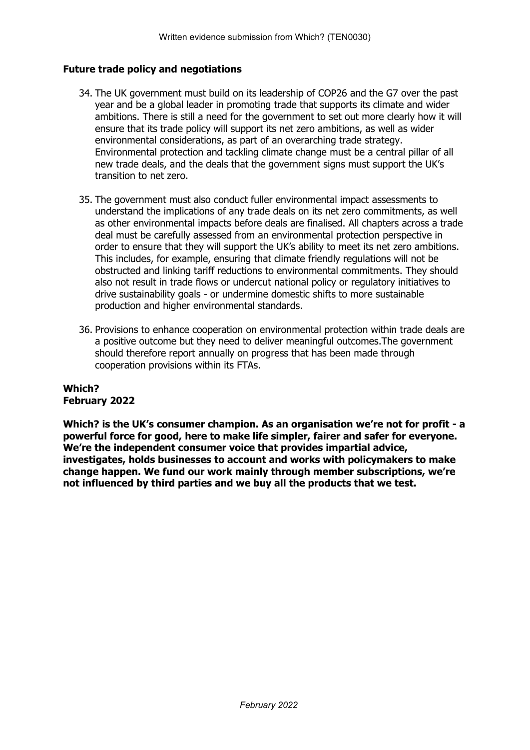**Future trade policy and negotiations**

34. The UK government must build on its leadership of COP26 and the G7 over the past year and be a global leader in promoting trade that supports its climate and wider ambitions. There is still a need for the government to set out more clearly how it will ensure that its trade policy will support its net zero ambitions, as well as wider environmental considerations, as part of an overarching trade strategy. Environmental protection and tackling climate change must be a central pillar of all new trade deals, and the deals that the government signs must support the UK's transition to net zero.

35. The government must also conduct fuller environmental impact assessments to understand the implications of any trade deals on its net zero commitments, as well as other environmental impacts before deals are finalised. All chapters across a trade deal must be carefully assessed from an environmental protection perspective in order to ensure that they will support the UK's ability to meet its net zero ambitions. This includes, for example, ensuring that climate friendly regulations will not be obstructed and linking tariff reductions to environmental commitments. They should also not result in trade flows or undercut national policy or regulatory initiatives to drive sustainability goals - or undermine domestic shifts to more sustainable production and higher environmental standards.

36. Provisions to enhance cooperation on environmental protection within trade deals are a positive outcome but they need to deliver meaningful outcomes.The government should therefore report annually on progress that has been made through cooperation provisions within its FTAs.

**Which?**
**February 2022**

**Which? is the UK's consumer champion. As an organisation we're not for profit - a powerful force for good, here to make life simpler, fairer and safer for everyone. We're the independent consumer voice that provides impartial advice, investigates, holds businesses to account and works with policymakers to make change happen. We fund our work mainly through member subscriptions, we're not influenced by third parties and we buy all the products that we test.**